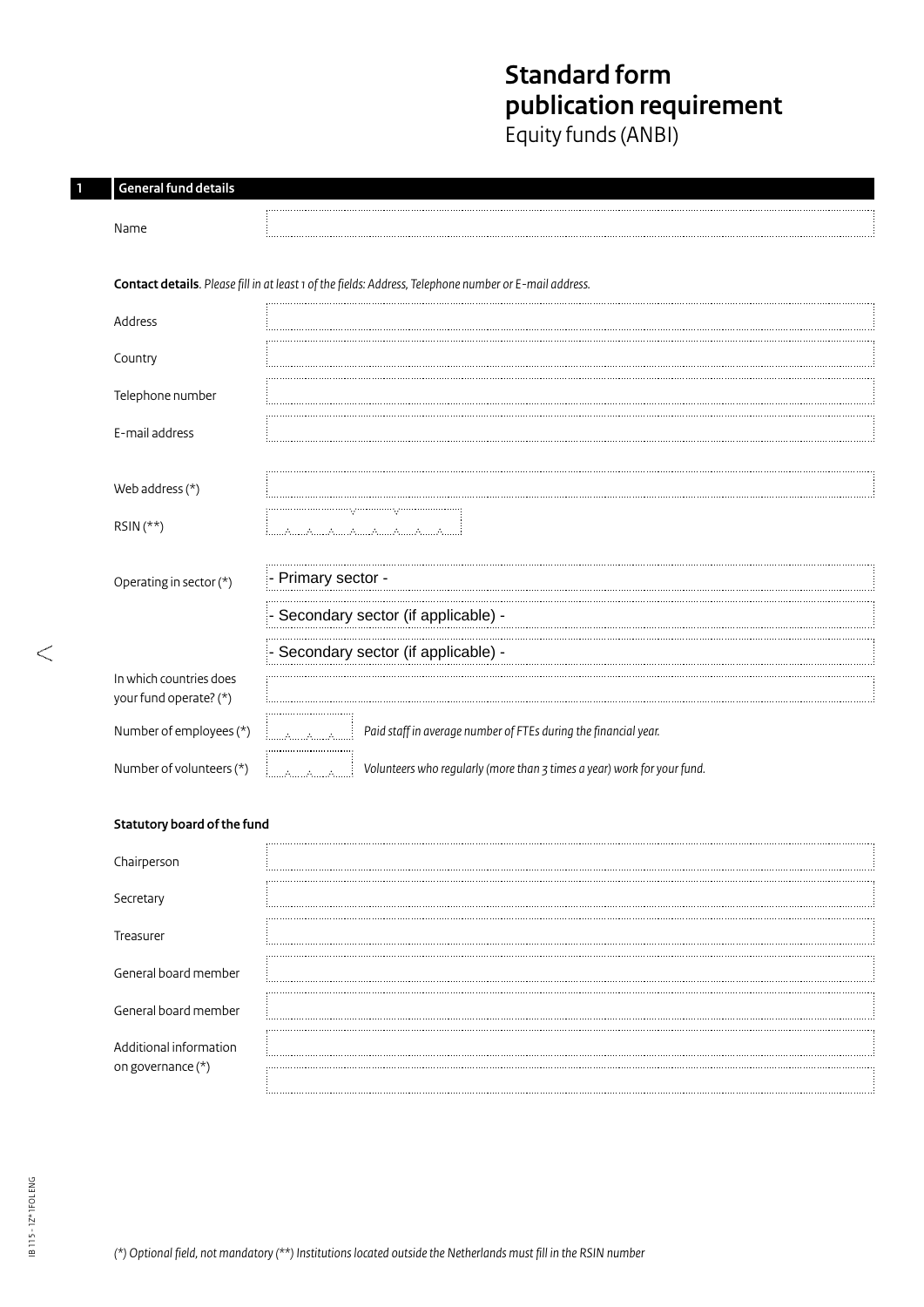# Standard form publication requirement

Equity funds (ANBI)

## 1 General fund details

Name

**Contact details**. *Please fill in at least 1 of the fields: Address, Telephone number or E-mail address.*

Address

Country

Telephone number

E-mail address

Web address (*)

RSIN (**)

Operating in sector (*)
- Primary sector -
- Secondary sector (if applicable) -
- Secondary sector (if applicable) -

In which countries does your fund operate? (*)

Number of employees (*) *Paid staff in average number of FTEs during the financial year.*

Number of volunteers (*) *Volunteers who regularly (more than 3 times a year) work for your fund.*

**Statutory board of the fund**

Chairperson

Secretary

Treasurer

General board member

General board member

Additional information on governance (*)

*(*) Optional field, not mandatory (**) Institutions located outside the Netherlands must fill in the RSIN number*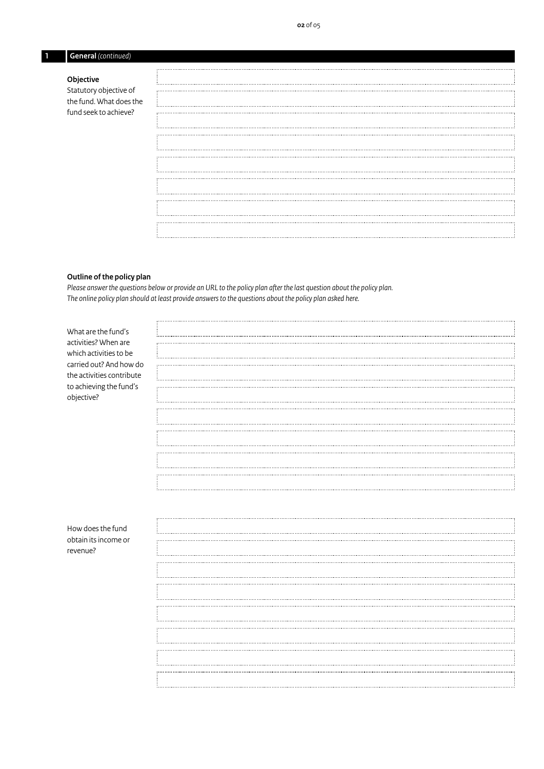## 1 General *(continued)*

**Objective**

Statutory objective of the fund. What does the fund seek to achieve?

**Outline of the policy plan**

*Please answer the questions below or provide an URL to the policy plan after the last question about the policy plan. The online policy plan should at least provide answers to the questions about the policy plan asked here.*

What are the fund's activities? When are which activities to be carried out? And how do the activities contribute to achieving the fund's objective?

How does the fund obtain its income or revenue?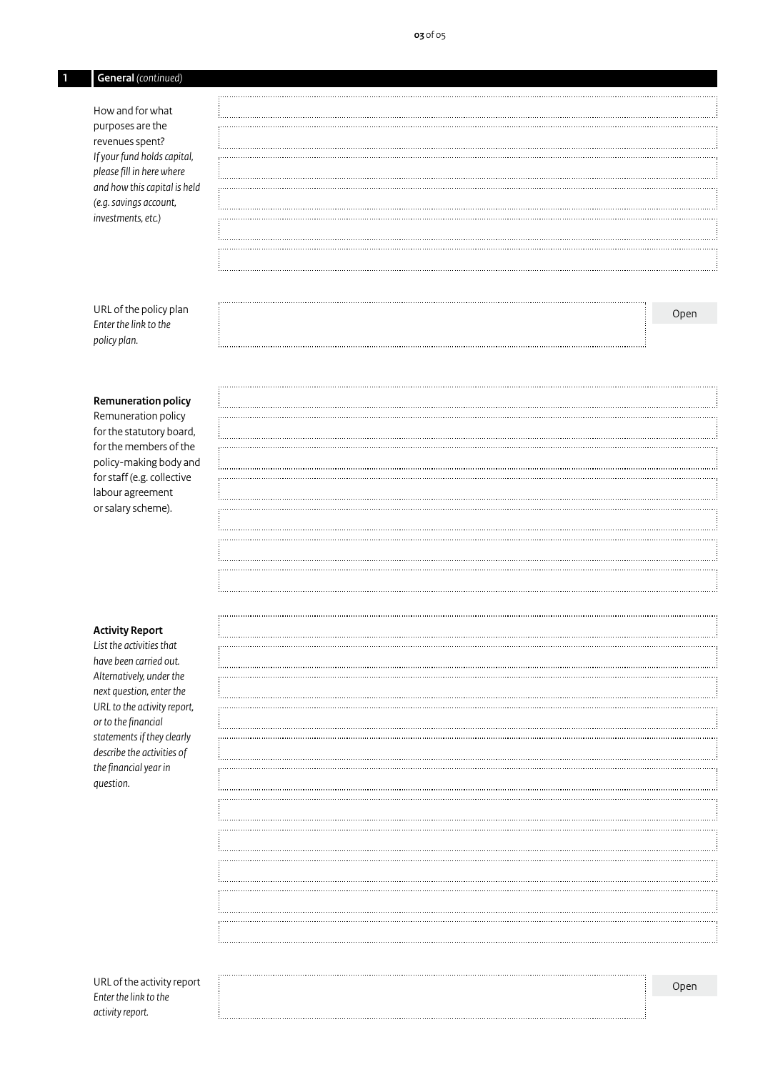## 1 General *(continued)*

How and for what purposes are the revenues spent?
*If your fund holds capital, please fill in here where and how this capital is held (e.g. savings account, investments, etc.)*

URL of the policy plan
*Enter the link to the policy plan.*

Open

**Remuneration policy**
Remuneration policy for the statutory board, for the members of the policy-making body and for staff (e.g. collective labour agreement or salary scheme).

**Activity Report**
*List the activities that have been carried out. Alternatively, under the next question, enter the URL to the activity report, or to the financial statements if they clearly describe the activities of the financial year in question.*

URL of the activity report
*Enter the link to the activity report.*

Open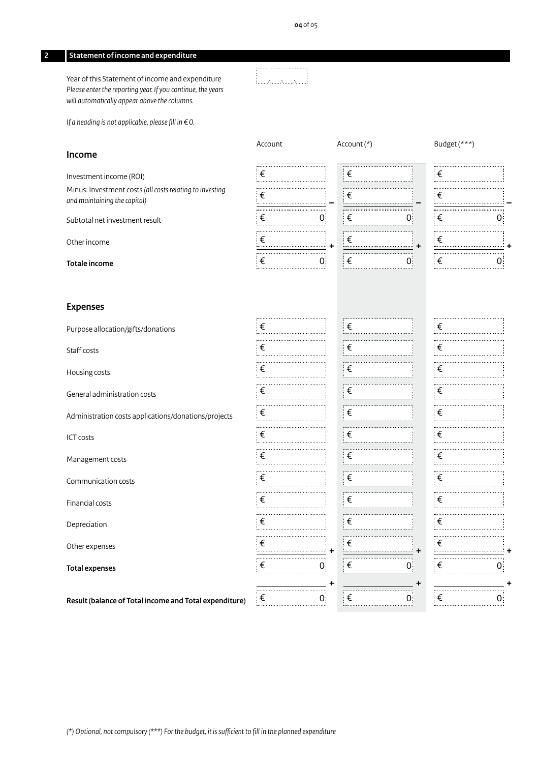## 2 Statement of income and expenditure

Year of this Statement of income and expenditure
*Please enter the reporting year. If you continue, the years will automatically appear above the columns.*

*If a heading is not applicable, please fill in € 0.*

| **Income** | Account | Account (*) | Budget (***) |
|---|---|---|---|
| Investment income (ROI) | € | € | € |
| Minus: Investment costs *(all costs relating to investing and maintaining the capital)* | € – | € – | € – |
| Subtotal net investment result | € 0 | € 0 | € 0 |
| Other income | € + | € + | € + |
| **Totale income** | € 0 | € 0 | € 0 |

| **Expenses** | Account | Account (*) | Budget (***) |
|---|---|---|---|
| Purpose allocation/gifts/donations | € | € | € |
| Staff costs | € | € | € |
| Housing costs | € | € | € |
| General administration costs | € | € | € |
| Administration costs applications/donations/projects | € | € | € |
| ICT costs | € | € | € |
| Management costs | € | € | € |
| Communication costs | € | € | € |
| Financial costs | € | € | € |
| Depreciation | € | € | € |
| Other expenses | € + | € + | € + |
| **Total expenses** | € 0 | € 0 | € 0 |
| | + | + | + |
| **Result (balance of Total income and Total expenditure)** | € 0 | € 0 | € 0 |

*(*) Optional, not compulsory (***) For the budget, it is sufficient to fill in the planned expenditure*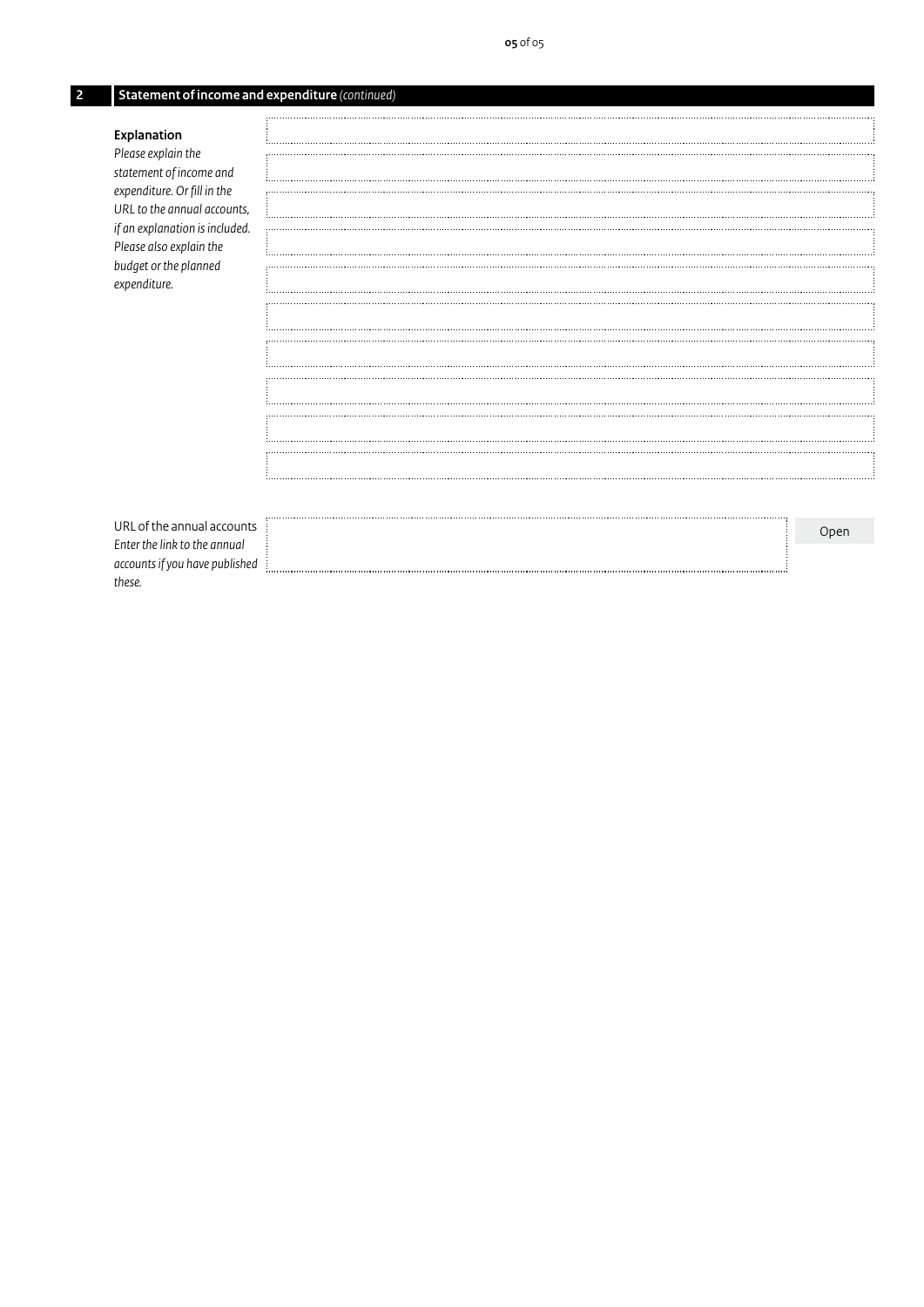## 2 Statement of income and expenditure *(continued)*

**Explanation**

*Please explain the statement of income and expenditure. Or fill in the URL to the annual accounts, if an explanation is included. Please also explain the budget or the planned expenditure.*

URL of the annual accounts
*Enter the link to the annual accounts if you have published these.*

Open